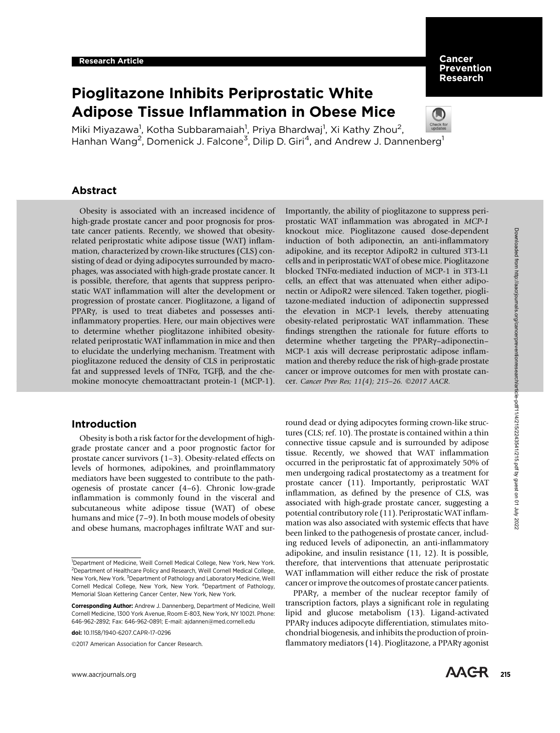Research Article

# Pioglitazone Inhibits Periprostatic White Adipose Tissue Inflammation in Obese Mice

Miki Miyazawa[1], Kotha Subbaramaiah[1], Priya Bhardwaj[1], Xi Kathy Zhou[2], Hanhan Wang[2], Domenick J. Falcone[3], Dilip D. Giri[4], and Andrew J. Dannenberg[1]

## Abstract

Obesity is associated with an increased incidence of high-grade prostate cancer and poor prognosis for prostate cancer patients. Recently, we showed that obesity-related periprostatic white adipose tissue (WAT) inflammation, characterized by crown-like structures (CLS) consisting of dead or dying adipocytes surrounded by macrophages, was associated with high-grade prostate cancer. It is possible, therefore, that agents that suppress periprostatic WAT inflammation will alter the development or progression of prostate cancer. Pioglitazone, a ligand of PPARγ, is used to treat diabetes and possesses anti-inflammatory properties. Here, our main objectives were to determine whether pioglitazone inhibited obesity-related periprostatic WAT inflammation in mice and then to elucidate the underlying mechanism. Treatment with pioglitazone reduced the density of CLS in periprostatic fat and suppressed levels of TNFα, TGFβ, and the chemokine monocyte chemoattractant protein-1 (MCP-1). Importantly, the ability of pioglitazone to suppress periprostatic WAT inflammation was abrogated in *MCP-1* knockout mice. Pioglitazone caused dose-dependent induction of both adiponectin, an anti-inflammatory adipokine, and its receptor AdipoR2 in cultured 3T3-L1 cells and in periprostatic WAT of obese mice. Pioglitazone blocked TNFα-mediated induction of MCP-1 in 3T3-L1 cells, an effect that was attenuated when either adiponectin or AdipoR2 were silenced. Taken together, pioglitazone-mediated induction of adiponectin suppressed the elevation in MCP-1 levels, thereby attenuating obesity-related periprostatic WAT inflammation. These findings strengthen the rationale for future efforts to determine whether targeting the PPARγ–adiponectin–MCP-1 axis will decrease periprostatic adipose inflammation and thereby reduce the risk of high-grade prostate cancer or improve outcomes for men with prostate cancer. *Cancer Prev Res; 11(4); 215–26. ©2017 AACR.*

## Introduction

Obesity is both a risk factor for the development of high-grade prostate cancer and a poor prognostic factor for prostate cancer survivors (1–3). Obesity-related effects on levels of hormones, adipokines, and proinflammatory mediators have been suggested to contribute to the pathogenesis of prostate cancer (4–6). Chronic low-grade inflammation is commonly found in the visceral and subcutaneous white adipose tissue (WAT) of obese humans and mice (7–9). In both mouse models of obesity and obese humans, macrophages infiltrate WAT and surround dead or dying adipocytes forming crown-like structures (CLS; ref. 10). The prostate is contained within a thin connective tissue capsule and is surrounded by adipose tissue. Recently, we showed that WAT inflammation occurred in the periprostatic fat of approximately 50% of men undergoing radical prostatectomy as a treatment for prostate cancer (11). Importantly, periprostatic WAT inflammation, as defined by the presence of CLS, was associated with high-grade prostate cancer, suggesting a potential contributory role (11). Periprostatic WAT inflammation was also associated with systemic effects that have been linked to the pathogenesis of prostate cancer, including reduced levels of adiponectin, an anti-inflammatory adipokine, and insulin resistance (11, 12). It is possible, therefore, that interventions that attenuate periprostatic WAT inflammation will either reduce the risk of prostate cancer or improve the outcomes of prostate cancer patients.

PPARγ, a member of the nuclear receptor family of transcription factors, plays a significant role in regulating lipid and glucose metabolism (13). Ligand-activated PPARγ induces adipocyte differentiation, stimulates mitochondrial biogenesis, and inhibits the production of proinflammatory mediators (14). Pioglitazone, a PPARγ agonist

---

[1]Department of Medicine, Weill Cornell Medical College, New York, New York. [2]Department of Healthcare Policy and Research, Weill Cornell Medical College, New York, New York. [3]Department of Pathology and Laboratory Medicine, Weill Cornell Medical College, New York, New York. [4]Department of Pathology, Memorial Sloan Kettering Cancer Center, New York, New York.

**Corresponding Author:** Andrew J. Dannenberg, Department of Medicine, Weill Cornell Medicine, 1300 York Avenue, Room E-803, New York, NY 10021. Phone: 646-962-2892; Fax: 646-962-0891; E-mail: ajdannen@med.cornell.edu

doi: 10.1158/1940-6207.CAPR-17-0296

©2017 American Association for Cancer Research.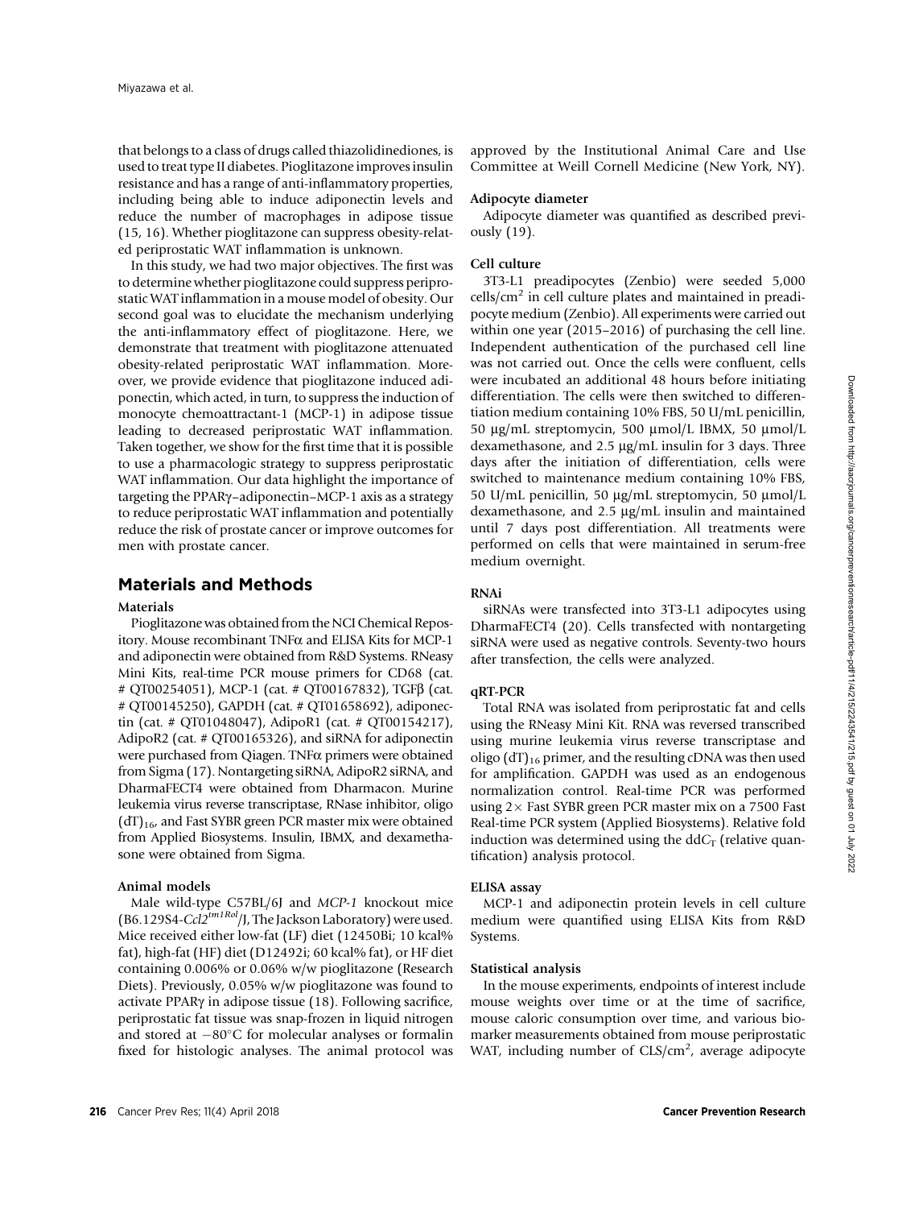that belongs to a class of drugs called thiazolidinediones, is used to treat type II diabetes. Pioglitazone improves insulin resistance and has a range of anti-inflammatory properties, including being able to induce adiponectin levels and reduce the number of macrophages in adipose tissue (15, 16). Whether pioglitazone can suppress obesity-related periprostatic WAT inflammation is unknown.

In this study, we had two major objectives. The first was to determine whether pioglitazone could suppress periprostatic WAT inflammation in a mouse model of obesity. Our second goal was to elucidate the mechanism underlying the anti-inflammatory effect of pioglitazone. Here, we demonstrate that treatment with pioglitazone attenuated obesity-related periprostatic WAT inflammation. Moreover, we provide evidence that pioglitazone induced adiponectin, which acted, in turn, to suppress the induction of monocyte chemoattractant-1 (MCP-1) in adipose tissue leading to decreased periprostatic WAT inflammation. Taken together, we show for the first time that it is possible to use a pharmacologic strategy to suppress periprostatic WAT inflammation. Our data highlight the importance of targeting the PPARγ–adiponectin–MCP-1 axis as a strategy to reduce periprostatic WAT inflammation and potentially reduce the risk of prostate cancer or improve outcomes for men with prostate cancer.

## Materials and Methods

### Materials

Pioglitazone was obtained from the NCI Chemical Repository. Mouse recombinant TNFα and ELISA Kits for MCP-1 and adiponectin were obtained from R&D Systems. RNeasy Mini Kits, real-time PCR mouse primers for CD68 (cat. # QT00254051), MCP-1 (cat. # QT00167832), TGFβ (cat. # QT00145250), GAPDH (cat. # QT01658692), adiponectin (cat. # QT01048047), AdipoR1 (cat. # QT00154217), AdipoR2 (cat. # QT00165326), and siRNA for adiponectin were purchased from Qiagen. TNFα primers were obtained from Sigma (17). Nontargeting siRNA, AdipoR2 siRNA, and DharmaFECT4 were obtained from Dharmacon. Murine leukemia virus reverse transcriptase, RNase inhibitor, oligo $(dT)_{16}$, and Fast SYBR green PCR master mix were obtained from Applied Biosystems. Insulin, IBMX, and dexamethasone were obtained from Sigma.

### Animal models

Male wild-type C57BL/6J and *MCP-1* knockout mice (B6.129S4-*Ccl2*$^{tm1Rol}$/J, The Jackson Laboratory) were used. Mice received either low-fat (LF) diet (12450Bi; 10 kcal% fat), high-fat (HF) diet (D12492i; 60 kcal% fat), or HF diet containing 0.006% or 0.06% w/w pioglitazone (Research Diets). Previously, 0.05% w/w pioglitazone was found to activate PPARγ in adipose tissue (18). Following sacrifice, periprostatic fat tissue was snap-frozen in liquid nitrogen and stored at −80°C for molecular analyses or formalin fixed for histologic analyses. The animal protocol was approved by the Institutional Animal Care and Use Committee at Weill Cornell Medicine (New York, NY).

### Adipocyte diameter

Adipocyte diameter was quantified as described previously (19).

### Cell culture

3T3-L1 preadipocytes (Zenbio) were seeded 5,000 cells/cm$^2$ in cell culture plates and maintained in preadipocyte medium (Zenbio). All experiments were carried out within one year (2015–2016) of purchasing the cell line. Independent authentication of the purchased cell line was not carried out. Once the cells were confluent, cells were incubated an additional 48 hours before initiating differentiation. The cells were then switched to differentiation medium containing 10% FBS, 50 U/mL penicillin, 50 μg/mL streptomycin, 500 μmol/L IBMX, 50 μmol/L dexamethasone, and 2.5 μg/mL insulin for 3 days. Three days after the initiation of differentiation, cells were switched to maintenance medium containing 10% FBS, 50 U/mL penicillin, 50 μg/mL streptomycin, 50 μmol/L dexamethasone, and 2.5 μg/mL insulin and maintained until 7 days post differentiation. All treatments were performed on cells that were maintained in serum-free medium overnight.

### RNAi

siRNAs were transfected into 3T3-L1 adipocytes using DharmaFECT4 (20). Cells transfected with nontargeting siRNA were used as negative controls. Seventy-two hours after transfection, the cells were analyzed.

### qRT-PCR

Total RNA was isolated from periprostatic fat and cells using the RNeasy Mini Kit. RNA was reversed transcribed using murine leukemia virus reverse transcriptase and oligo $(dT)_{16}$ primer, and the resulting cDNA was then used for amplification. GAPDH was used as an endogenous normalization control. Real-time PCR was performed using 2× Fast SYBR green PCR master mix on a 7500 Fast Real-time PCR system (Applied Biosystems). Relative fold induction was determined using the dd$C_T$ (relative quantification) analysis protocol.

### ELISA assay

MCP-1 and adiponectin protein levels in cell culture medium were quantified using ELISA Kits from R&D Systems.

### Statistical analysis

In the mouse experiments, endpoints of interest include mouse weights over time or at the time of sacrifice, mouse caloric consumption over time, and various biomarker measurements obtained from mouse periprostatic WAT, including number of CLS/cm$^2$, average adipocyte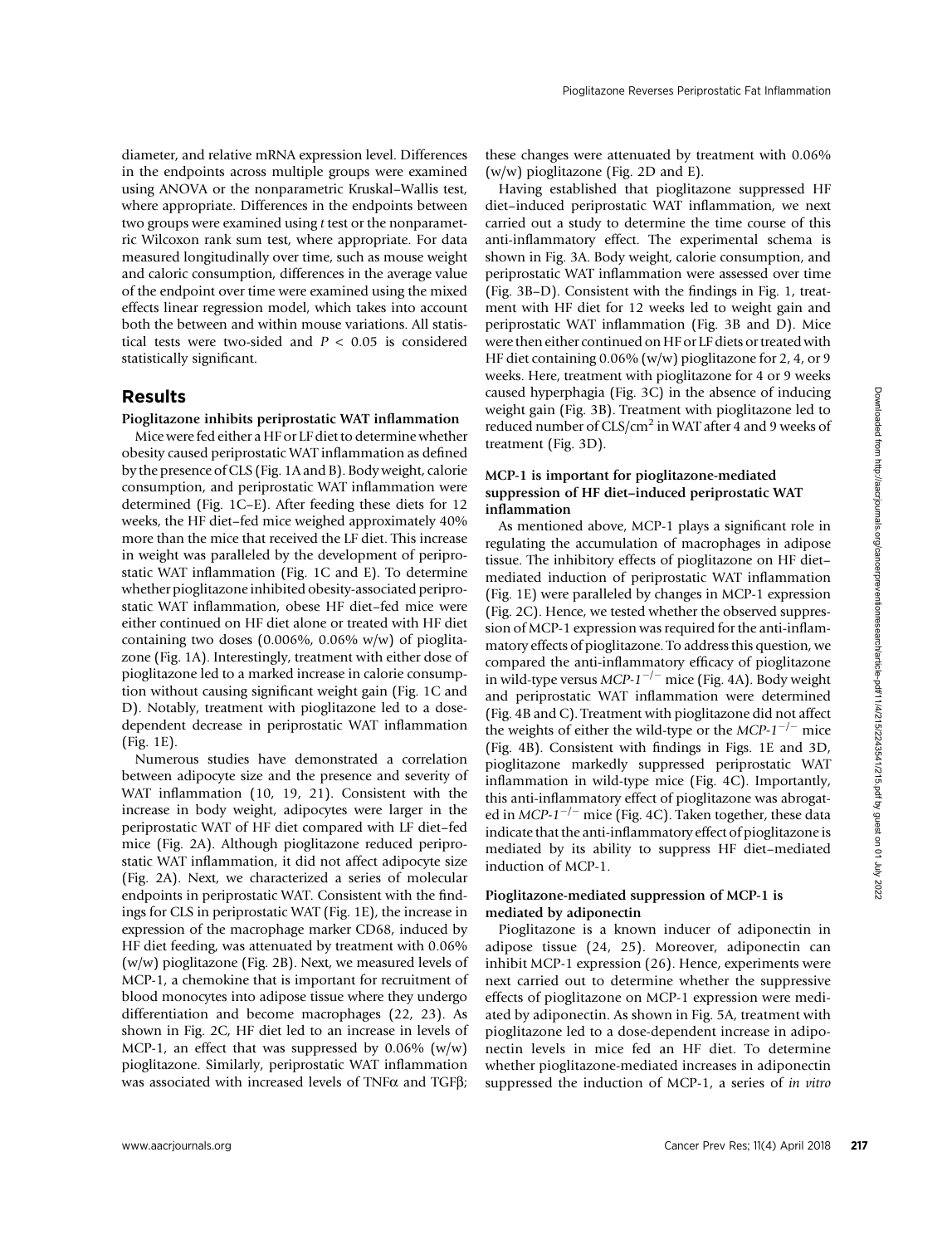diameter, and relative mRNA expression level. Differences in the endpoints across multiple groups were examined using ANOVA or the nonparametric Kruskal–Wallis test, where appropriate. Differences in the endpoints between two groups were examined using *t* test or the nonparametric Wilcoxon rank sum test, where appropriate. For data measured longitudinally over time, such as mouse weight and caloric consumption, differences in the average value of the endpoint over time were examined using the mixed effects linear regression model, which takes into account both the between and within mouse variations. All statistical tests were two-sided and $P < 0.05$ is considered statistically significant.

## Results

### Pioglitazone inhibits periprostatic WAT inflammation

Mice were fed either a HF or LF diet to determine whether obesity caused periprostatic WAT inflammation as defined by the presence of CLS (Fig. 1A and B). Body weight, calorie consumption, and periprostatic WAT inflammation were determined (Fig. 1C–E). After feeding these diets for 12 weeks, the HF diet–fed mice weighed approximately 40% more than the mice that received the LF diet. This increase in weight was paralleled by the development of periprostatic WAT inflammation (Fig. 1C and E). To determine whether pioglitazone inhibited obesity-associated periprostatic WAT inflammation, obese HF diet–fed mice were either continued on HF diet alone or treated with HF diet containing two doses (0.006%, 0.06% w/w) of pioglitazone (Fig. 1A). Interestingly, treatment with either dose of pioglitazone led to a marked increase in calorie consumption without causing significant weight gain (Fig. 1C and D). Notably, treatment with pioglitazone led to a dose-dependent decrease in periprostatic WAT inflammation (Fig. 1E).

Numerous studies have demonstrated a correlation between adipocyte size and the presence and severity of WAT inflammation (10, 19, 21). Consistent with the increase in body weight, adipocytes were larger in the periprostatic WAT of HF diet compared with LF diet–fed mice (Fig. 2A). Although pioglitazone reduced periprostatic WAT inflammation, it did not affect adipocyte size (Fig. 2A). Next, we characterized a series of molecular endpoints in periprostatic WAT. Consistent with the findings for CLS in periprostatic WAT (Fig. 1E), the increase in expression of the macrophage marker CD68, induced by HF diet feeding, was attenuated by treatment with 0.06% (w/w) pioglitazone (Fig. 2B). Next, we measured levels of MCP-1, a chemokine that is important for recruitment of blood monocytes into adipose tissue where they undergo differentiation and become macrophages (22, 23). As shown in Fig. 2C, HF diet led to an increase in levels of MCP-1, an effect that was suppressed by 0.06% (w/w) pioglitazone. Similarly, periprostatic WAT inflammation was associated with increased levels of TNFα and TGFβ; these changes were attenuated by treatment with 0.06% (w/w) pioglitazone (Fig. 2D and E).

Having established that pioglitazone suppressed HF diet–induced periprostatic WAT inflammation, we next carried out a study to determine the time course of this anti-inflammatory effect. The experimental schema is shown in Fig. 3A. Body weight, calorie consumption, and periprostatic WAT inflammation were assessed over time (Fig. 3B–D). Consistent with the findings in Fig. 1, treatment with HF diet for 12 weeks led to weight gain and periprostatic WAT inflammation (Fig. 3B and D). Mice were then either continued on HF or LF diets or treated with HF diet containing 0.06% (w/w) pioglitazone for 2, 4, or 9 weeks. Here, treatment with pioglitazone for 4 or 9 weeks caused hyperphagia (Fig. 3C) in the absence of inducing weight gain (Fig. 3B). Treatment with pioglitazone led to reduced number of CLS/cm$^2$ in WAT after 4 and 9 weeks of treatment (Fig. 3D).

### MCP-1 is important for pioglitazone-mediated suppression of HF diet–induced periprostatic WAT inflammation

As mentioned above, MCP-1 plays a significant role in regulating the accumulation of macrophages in adipose tissue. The inhibitory effects of pioglitazone on HF diet–mediated induction of periprostatic WAT inflammation (Fig. 1E) were paralleled by changes in MCP-1 expression (Fig. 2C). Hence, we tested whether the observed suppression of MCP-1 expression was required for the anti-inflammatory effects of pioglitazone. To address this question, we compared the anti-inflammatory efficacy of pioglitazone in wild-type versus *MCP-1*$^{-/-}$ mice (Fig. 4A). Body weight and periprostatic WAT inflammation were determined (Fig. 4B and C). Treatment with pioglitazone did not affect the weights of either the wild-type or the *MCP-1*$^{-/-}$ mice (Fig. 4B). Consistent with findings in Figs. 1E and 3D, pioglitazone markedly suppressed periprostatic WAT inflammation in wild-type mice (Fig. 4C). Importantly, this anti-inflammatory effect of pioglitazone was abrogated in *MCP-1*$^{-/-}$ mice (Fig. 4C). Taken together, these data indicate that the anti-inflammatory effect of pioglitazone is mediated by its ability to suppress HF diet–mediated induction of MCP-1.

### Pioglitazone-mediated suppression of MCP-1 is mediated by adiponectin

Pioglitazone is a known inducer of adiponectin in adipose tissue (24, 25). Moreover, adiponectin can inhibit MCP-1 expression (26). Hence, experiments were next carried out to determine whether the suppressive effects of pioglitazone on MCP-1 expression were mediated by adiponectin. As shown in Fig. 5A, treatment with pioglitazone led to a dose-dependent increase in adiponectin levels in mice fed an HF diet. To determine whether pioglitazone-mediated increases in adiponectin suppressed the induction of MCP-1, a series of *in vitro*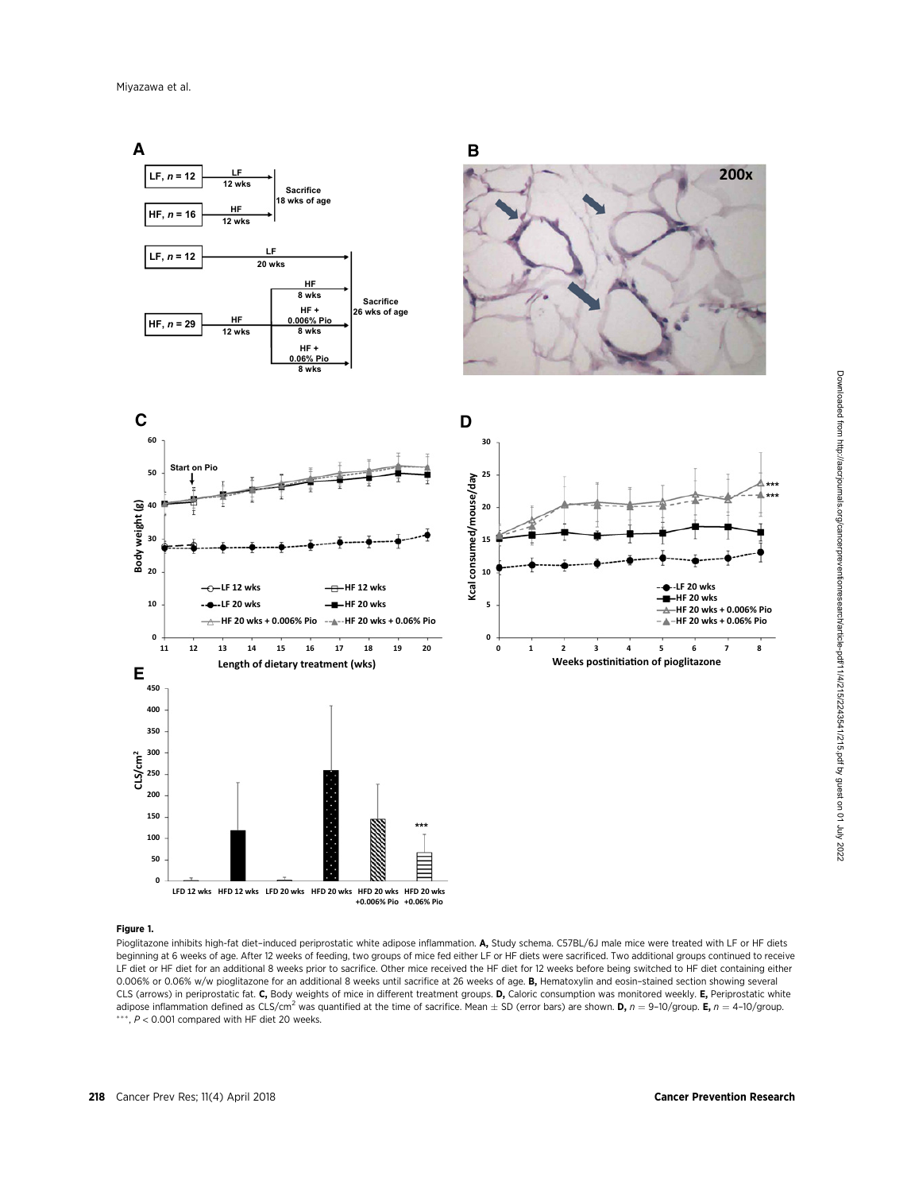**Figure 1.**

Pioglitazone inhibits high-fat diet–induced periprostatic white adipose inflammation. **A,** Study schema. C57BL/6J male mice were treated with LF or HF diets beginning at 6 weeks of age. After 12 weeks of feeding, two groups of mice fed either LF or HF diets were sacrificed. Two additional groups continued to receive LF diet or HF diet for an additional 8 weeks prior to sacrifice. Other mice received the HF diet for 12 weeks before being switched to HF diet containing either 0.006% or 0.06% w/w pioglitazone for an additional 8 weeks until sacrifice at 26 weeks of age. **B,** Hematoxylin and eosin–stained section showing several CLS (arrows) in periprostatic fat. **C,** Body weights of mice in different treatment groups. **D,** Caloric consumption was monitored weekly. **E,** Periprostatic white adipose inflammation defined as CLS/cm$^2$ was quantified at the time of sacrifice. Mean ± SD (error bars) are shown. **D,** $n = 9$–10/group. **E,** $n = 4$–10/group. ***, $P < 0.001$ compared with HF diet 20 weeks.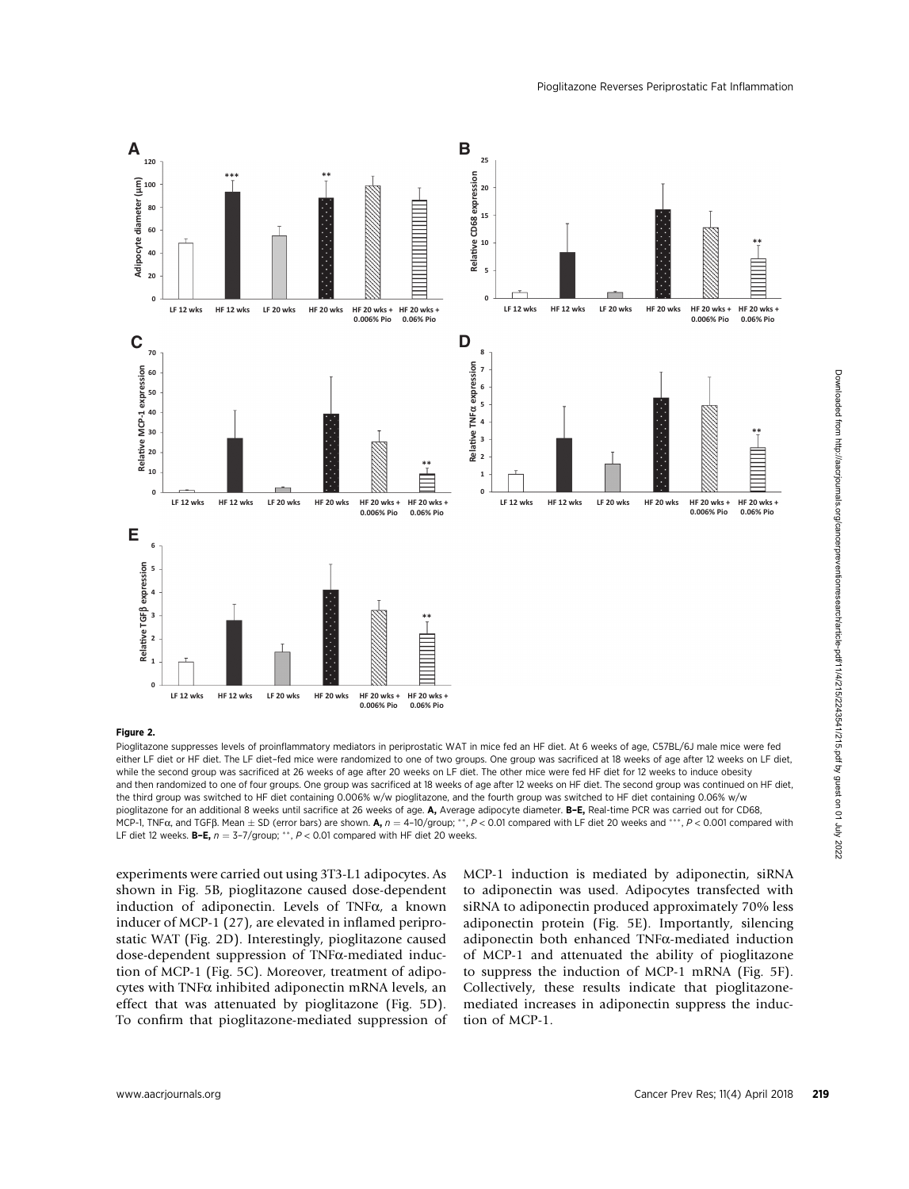**Figure 2.**

Pioglitazone suppresses levels of proinflammatory mediators in periprostatic WAT in mice fed an HF diet. At 6 weeks of age, C57BL/6J male mice were fed either LF diet or HF diet. The LF diet–fed mice were randomized to one of two groups. One group was sacrificed at 18 weeks of age after 12 weeks on LF diet, while the second group was sacrificed at 26 weeks of age after 20 weeks on LF diet. The other mice were fed HF diet for 12 weeks to induce obesity and then randomized to one of four groups. One group was sacrificed at 18 weeks of age after 12 weeks on HF diet. The second group was continued on HF diet, the third group was switched to HF diet containing 0.006% w/w pioglitazone, and the fourth group was switched to HF diet containing 0.06% w/w pioglitazone for an additional 8 weeks until sacrifice at 26 weeks of age. **A,** Average adipocyte diameter. **B–E,** Real-time PCR was carried out for CD68, MCP-1, TNFα, and TGFβ. Mean ± SD (error bars) are shown. **A,** $n = 4$–10/group; **, $P < 0.01$ compared with LF diet 20 weeks and ***, $P < 0.001$ compared with LF diet 12 weeks. **B–E,** $n = 3$–7/group; **, $P < 0.01$ compared with HF diet 20 weeks.

experiments were carried out using 3T3-L1 adipocytes. As shown in Fig. 5B, pioglitazone caused dose-dependent induction of adiponectin. Levels of TNFα, a known inducer of MCP-1 (27), are elevated in inflamed periprostatic WAT (Fig. 2D). Interestingly, pioglitazone caused dose-dependent suppression of TNFα-mediated induction of MCP-1 (Fig. 5C). Moreover, treatment of adipocytes with TNFα inhibited adiponectin mRNA levels, an effect that was attenuated by pioglitazone (Fig. 5D). To confirm that pioglitazone-mediated suppression of MCP-1 induction is mediated by adiponectin, siRNA to adiponectin was used. Adipocytes transfected with siRNA to adiponectin produced approximately 70% less adiponectin protein (Fig. 5E). Importantly, silencing adiponectin both enhanced TNFα-mediated induction of MCP-1 and attenuated the ability of pioglitazone to suppress the induction of MCP-1 mRNA (Fig. 5F). Collectively, these results indicate that pioglitazone-mediated increases in adiponectin suppress the induction of MCP-1.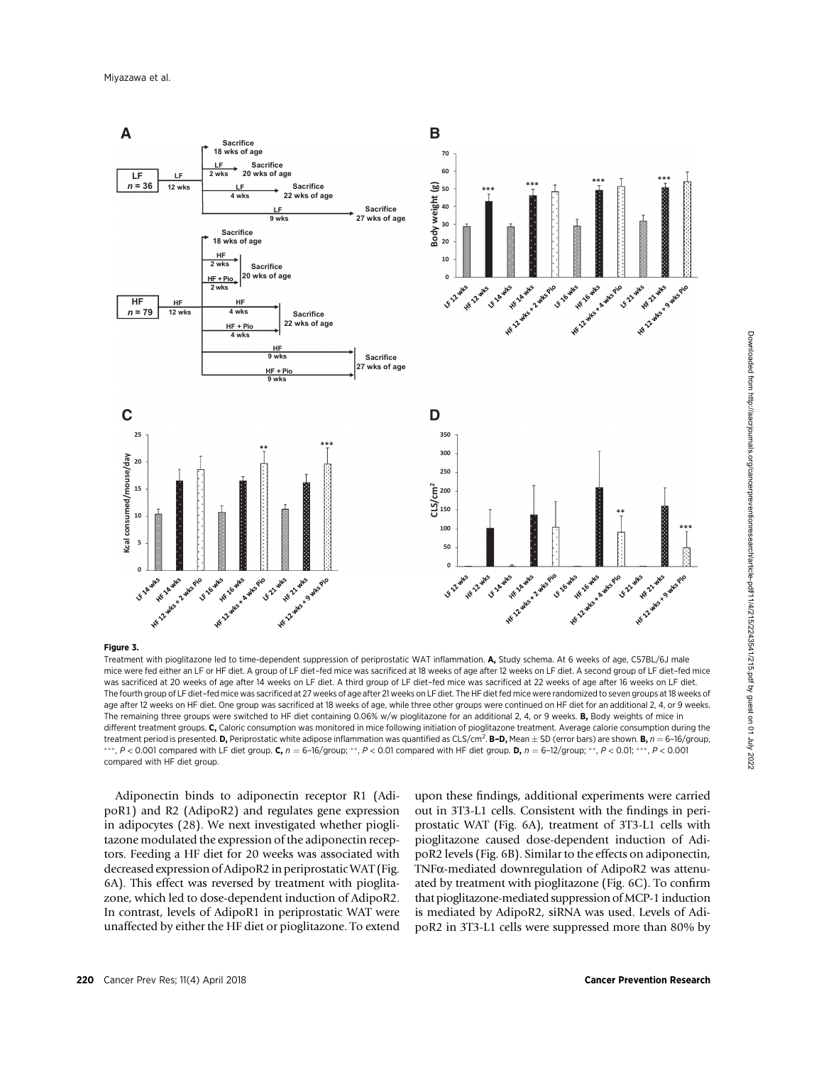**Figure 3.**

Treatment with pioglitazone led to time-dependent suppression of periprostatic WAT inflammation. **A,** Study schema. At 6 weeks of age, C57BL/6J male mice were fed either an LF or HF diet. A group of LF diet–fed mice was sacrificed at 18 weeks of age after 12 weeks on LF diet. A second group of LF diet–fed mice was sacrificed at 20 weeks of age after 14 weeks on LF diet. A third group of LF diet–fed mice was sacrificed at 22 weeks of age after 16 weeks on LF diet. The fourth group of LF diet–fed mice was sacrificed at 27 weeks of age after 21 weeks on LF diet. The HF diet fed mice were randomized to seven groups at 18 weeks of age after 12 weeks on HF diet. One group was sacrificed at 18 weeks of age, while three other groups were continued on HF diet for an additional 2, 4, or 9 weeks. The remaining three groups were switched to HF diet containing 0.06% w/w pioglitazone for an additional 2, 4, or 9 weeks. **B,** Body weights of mice in different treatment groups. **C,** Caloric consumption was monitored in mice following initiation of pioglitazone treatment. Average calorie consumption during the treatment period is presented. **D,** Periprostatic white adipose inflammation was quantified as CLS/cm$^2$. **B–D,** Mean ± SD (error bars) are shown. **B,** $n = 6$–16/group, ***, $P < 0.001$ compared with LF diet group. **C,** $n = 6$–16/group; **, $P < 0.01$ compared with HF diet group. **D,** $n = 6$–12/group; **, $P < 0.01$; ***, $P < 0.001$ compared with HF diet group.

Adiponectin binds to adiponectin receptor R1 (AdipoR1) and R2 (AdipoR2) and regulates gene expression in adipocytes (28). We next investigated whether pioglitazone modulated the expression of the adiponectin receptors. Feeding a HF diet for 20 weeks was associated with decreased expression of AdipoR2 in periprostatic WAT (Fig. 6A). This effect was reversed by treatment with pioglitazone, which led to dose-dependent induction of AdipoR2. In contrast, levels of AdipoR1 in periprostatic WAT were unaffected by either the HF diet or pioglitazone. To extend upon these findings, additional experiments were carried out in 3T3-L1 cells. Consistent with the findings in periprostatic WAT (Fig. 6A), treatment of 3T3-L1 cells with pioglitazone caused dose-dependent induction of AdipoR2 levels (Fig. 6B). Similar to the effects on adiponectin, TNFα-mediated downregulation of AdipoR2 was attenuated by treatment with pioglitazone (Fig. 6C). To confirm that pioglitazone-mediated suppression of MCP-1 induction is mediated by AdipoR2, siRNA was used. Levels of AdipoR2 in 3T3-L1 cells were suppressed more than 80% by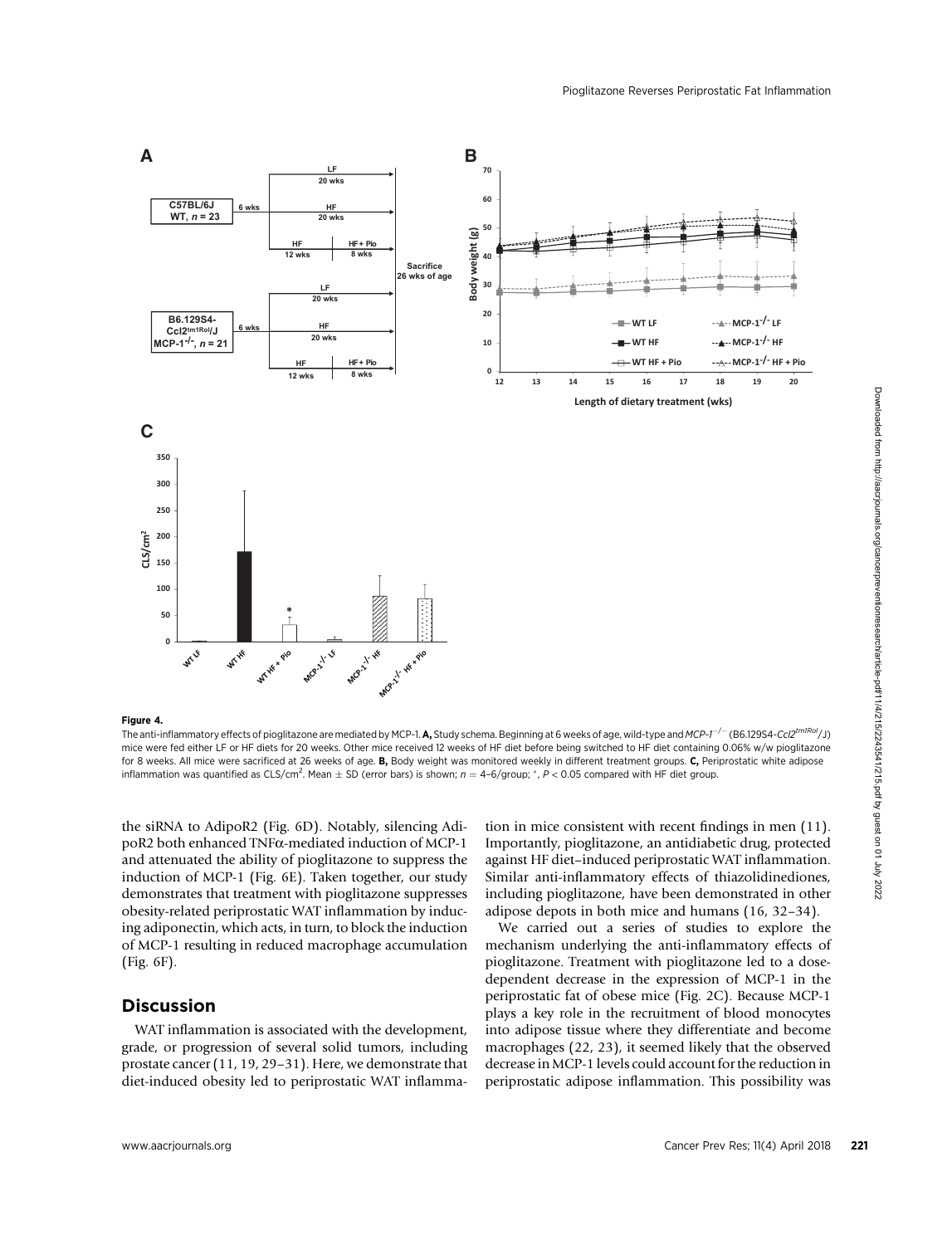**Figure 4.**

The anti-inflammatory effects of pioglitazone are mediated by MCP-1. **A,** Study schema. Beginning at 6 weeks of age, wild-type and *MCP-1*$^{-/-}$ (B6.129S4-*Ccl2*$^{tm1Rol}$/J) mice were fed either LF or HF diets for 20 weeks. Other mice received 12 weeks of HF diet before being switched to HF diet containing 0.06% w/w pioglitazone for 8 weeks. All mice were sacrificed at 26 weeks of age. **B,** Body weight was monitored weekly in different treatment groups. **C,** Periprostatic white adipose inflammation was quantified as CLS/cm$^2$. Mean ± SD (error bars) is shown; $n$ = 4–6/group; *, $P$ < 0.05 compared with HF diet group.

the siRNA to AdipoR2 (Fig. 6D). Notably, silencing AdipoR2 both enhanced TNFα-mediated induction of MCP-1 and attenuated the ability of pioglitazone to suppress the induction of MCP-1 (Fig. 6E). Taken together, our study demonstrates that treatment with pioglitazone suppresses obesity-related periprostatic WAT inflammation by inducing adiponectin, which acts, in turn, to block the induction of MCP-1 resulting in reduced macrophage accumulation (Fig. 6F).

## Discussion

WAT inflammation is associated with the development, grade, or progression of several solid tumors, including prostate cancer (11, 19, 29–31). Here, we demonstrate that diet-induced obesity led to periprostatic WAT inflammation in mice consistent with recent findings in men (11). Importantly, pioglitazone, an antidiabetic drug, protected against HF diet–induced periprostatic WAT inflammation. Similar anti-inflammatory effects of thiazolidinediones, including pioglitazone, have been demonstrated in other adipose depots in both mice and humans (16, 32–34).

We carried out a series of studies to explore the mechanism underlying the anti-inflammatory effects of pioglitazone. Treatment with pioglitazone led to a dose-dependent decrease in the expression of MCP-1 in the periprostatic fat of obese mice (Fig. 2C). Because MCP-1 plays a key role in the recruitment of blood monocytes into adipose tissue where they differentiate and become macrophages (22, 23), it seemed likely that the observed decrease in MCP-1 levels could account for the reduction in periprostatic adipose inflammation. This possibility was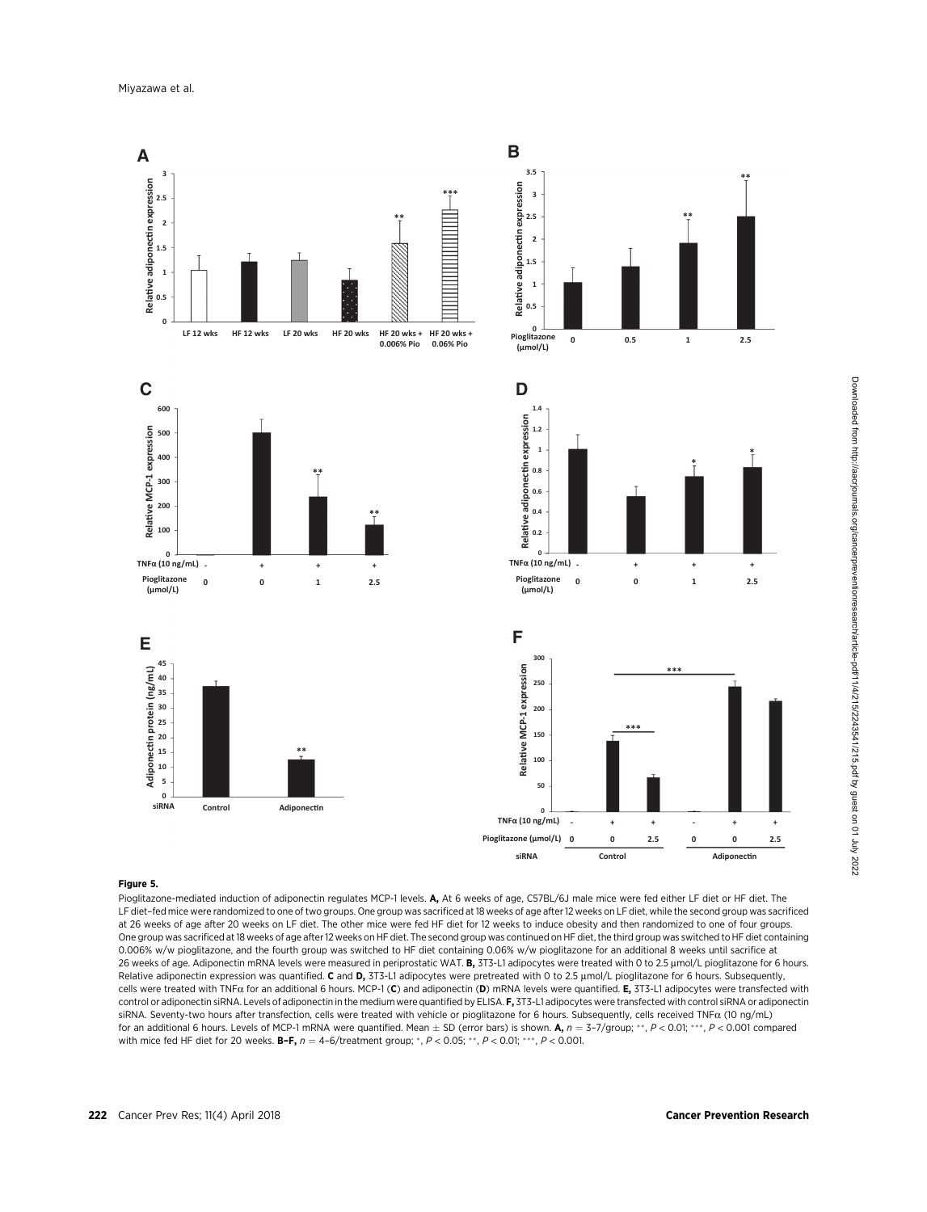**Figure 5.**

Pioglitazone-mediated induction of adiponectin regulates MCP-1 levels. **A,** At 6 weeks of age, C57BL/6J male mice were fed either LF diet or HF diet. The LF diet–fed mice were randomized to one of two groups. One group was sacrificed at 18 weeks of age after 12 weeks on LF diet, while the second group was sacrificed at 26 weeks of age after 20 weeks on LF diet. The other mice were fed HF diet for 12 weeks to induce obesity and then randomized to one of four groups. One group was sacrificed at 18 weeks of age after 12 weeks on HF diet. The second group was continued on HF diet, the third group was switched to HF diet containing 0.006% w/w pioglitazone, and the fourth group was switched to HF diet containing 0.06% w/w pioglitazone for an additional 8 weeks until sacrifice at 26 weeks of age. Adiponectin mRNA levels were measured in periprostatic WAT. **B,** 3T3-L1 adipocytes were treated with 0 to 2.5 μmol/L pioglitazone for 6 hours. Relative adiponectin expression was quantified. **C** and **D,** 3T3-L1 adipocytes were pretreated with 0 to 2.5 μmol/L pioglitazone for 6 hours. Subsequently, cells were treated with TNFα for an additional 6 hours. MCP-1 (**C**) and adiponectin (**D**) mRNA levels were quantified. **E,** 3T3-L1 adipocytes were transfected with control or adiponectin siRNA. Levels of adiponectin in the medium were quantified by ELISA. **F,** 3T3-L1 adipocytes were transfected with control siRNA or adiponectin siRNA. Seventy-two hours after transfection, cells were treated with vehicle or pioglitazone for 6 hours. Subsequently, cells received TNFα (10 ng/mL) for an additional 6 hours. Levels of MCP-1 mRNA were quantified. Mean ± SD (error bars) is shown. **A,** $n = 3$–7/group; **, $P < 0.01$; ***, $P < 0.001$ compared with mice fed HF diet for 20 weeks. **B–F,** $n = 4$–6/treatment group; *, $P < 0.05$; **, $P < 0.01$; ***, $P < 0.001$.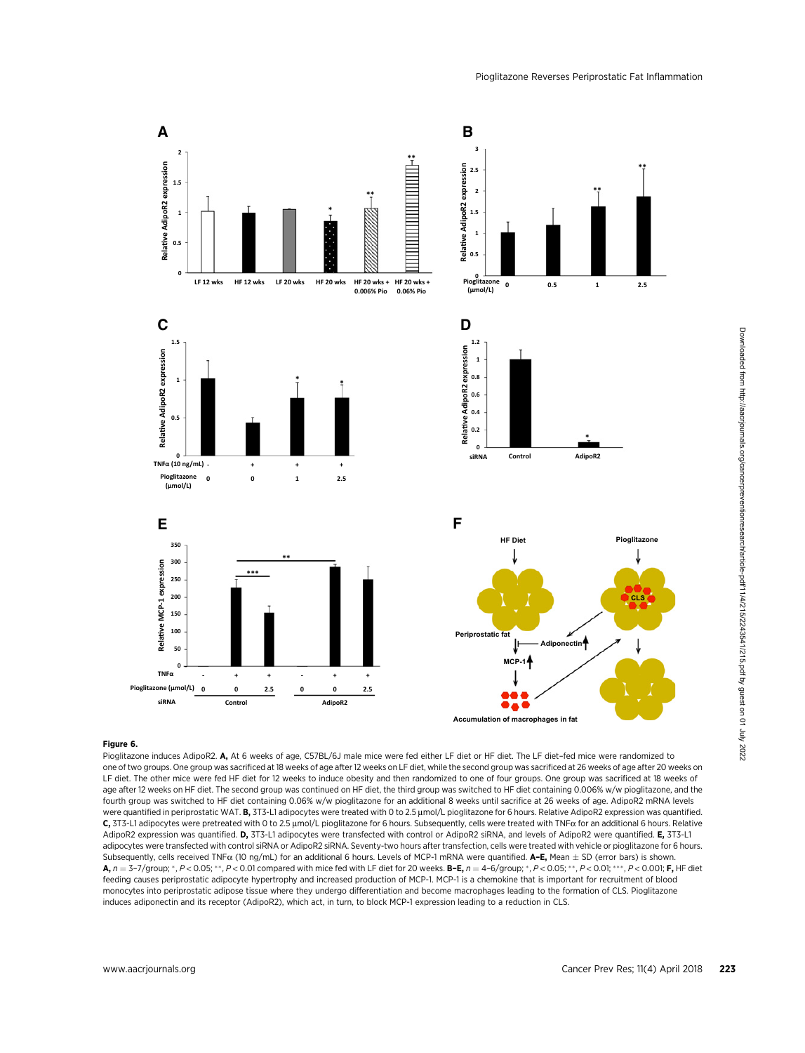**Figure 6.**

Pioglitazone induces AdipoR2. **A,** At 6 weeks of age, C57BL/6J male mice were fed either LF diet or HF diet. The LF diet–fed mice were randomized to one of two groups. One group was sacrificed at 18 weeks of age after 12 weeks on LF diet, while the second group was sacrificed at 26 weeks of age after 20 weeks on LF diet. The other mice were fed HF diet for 12 weeks to induce obesity and then randomized to one of four groups. One group was sacrificed at 18 weeks of age after 12 weeks on HF diet. The second group was continued on HF diet, the third group was switched to HF diet containing 0.006% w/w pioglitazone, and the fourth group was switched to HF diet containing 0.06% w/w pioglitazone for an additional 8 weeks until sacrifice at 26 weeks of age. AdipoR2 mRNA levels were quantified in periprostatic WAT. **B,** 3T3-L1 adipocytes were treated with 0 to 2.5 μmol/L pioglitazone for 6 hours. Relative AdipoR2 expression was quantified. **C,** 3T3-L1 adipocytes were pretreated with 0 to 2.5 μmol/L pioglitazone for 6 hours. Subsequently, cells were treated with TNFα for an additional 6 hours. Relative AdipoR2 expression was quantified. **D,** 3T3-L1 adipocytes were transfected with control or AdipoR2 siRNA, and levels of AdipoR2 were quantified. **E,** 3T3-L1 adipocytes were transfected with control siRNA or AdipoR2 siRNA. Seventy-two hours after transfection, cells were treated with vehicle or pioglitazone for 6 hours. Subsequently, cells received TNFα (10 ng/mL) for an additional 6 hours. Levels of MCP-1 mRNA were quantified. **A–E,** Mean ± SD (error bars) is shown. **A,** $n = 3$–7/group; *, $P < 0.05$; **, $P < 0.01$ compared with mice fed with LF diet for 20 weeks. **B–E,** $n = 4$–6/group; *, $P < 0.05$; **, $P < 0.01$; ***, $P < 0.001$; **F,** HF diet feeding causes periprostatic adipocyte hypertrophy and increased production of MCP-1. MCP-1 is a chemokine that is important for recruitment of blood monocytes into periprostatic adipose tissue where they undergo differentiation and become macrophages leading to the formation of CLS. Pioglitazone induces adiponectin and its receptor (AdipoR2), which act, in turn, to block MCP-1 expression leading to a reduction in CLS.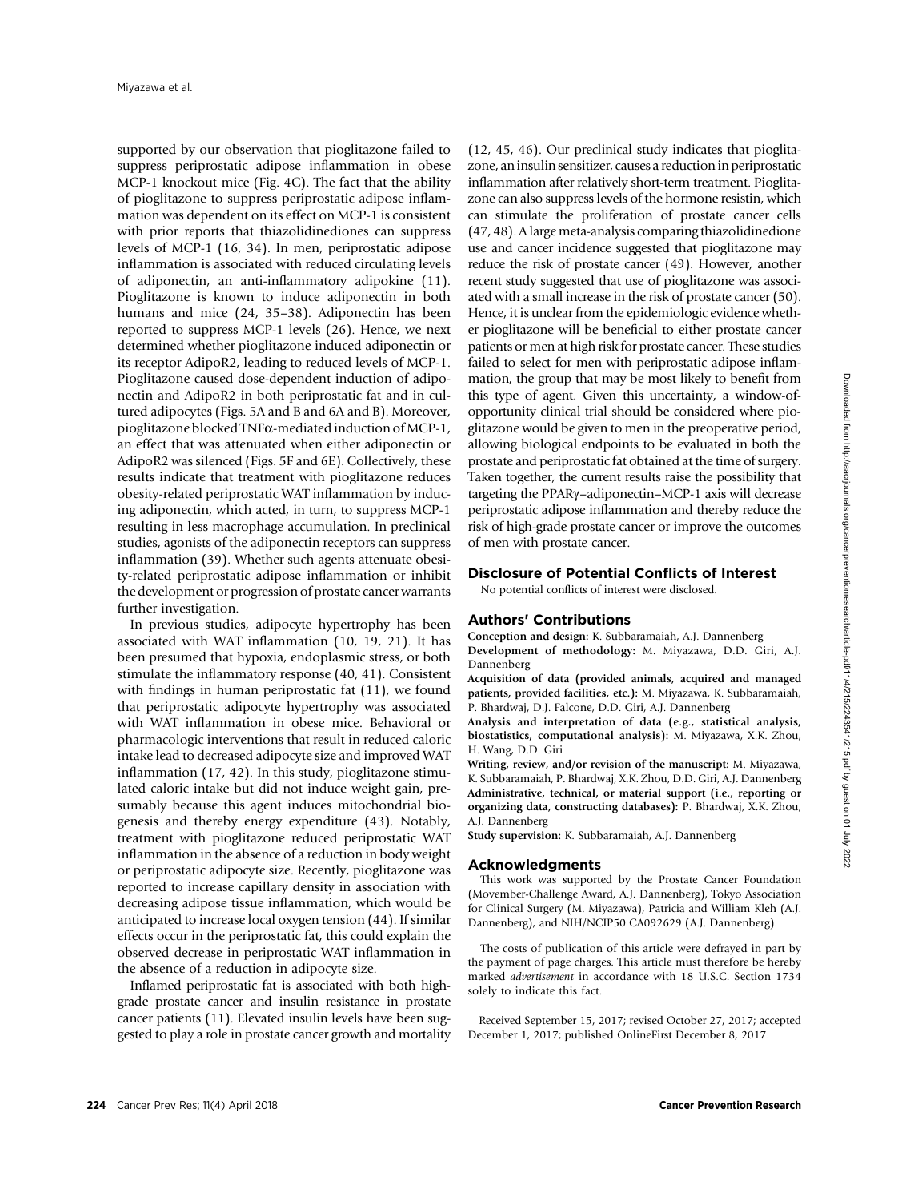supported by our observation that pioglitazone failed to suppress periprostatic adipose inflammation in obese MCP-1 knockout mice (Fig. 4C). The fact that the ability of pioglitazone to suppress periprostatic adipose inflammation was dependent on its effect on MCP-1 is consistent with prior reports that thiazolidinediones can suppress levels of MCP-1 (16, 34). In men, periprostatic adipose inflammation is associated with reduced circulating levels of adiponectin, an anti-inflammatory adipokine (11). Pioglitazone is known to induce adiponectin in both humans and mice (24, 35–38). Adiponectin has been reported to suppress MCP-1 levels (26). Hence, we next determined whether pioglitazone induced adiponectin or its receptor AdipoR2, leading to reduced levels of MCP-1. Pioglitazone caused dose-dependent induction of adiponectin and AdipoR2 in both periprostatic fat and in cultured adipocytes (Figs. 5A and B and 6A and B). Moreover, pioglitazone blocked TNFα-mediated induction of MCP-1, an effect that was attenuated when either adiponectin or AdipoR2 was silenced (Figs. 5F and 6E). Collectively, these results indicate that treatment with pioglitazone reduces obesity-related periprostatic WAT inflammation by inducing adiponectin, which acted, in turn, to suppress MCP-1 resulting in less macrophage accumulation. In preclinical studies, agonists of the adiponectin receptors can suppress inflammation (39). Whether such agents attenuate obesity-related periprostatic adipose inflammation or inhibit the development or progression of prostate cancer warrants further investigation.

In previous studies, adipocyte hypertrophy has been associated with WAT inflammation (10, 19, 21). It has been presumed that hypoxia, endoplasmic stress, or both stimulate the inflammatory response (40, 41). Consistent with findings in human periprostatic fat (11), we found that periprostatic adipocyte hypertrophy was associated with WAT inflammation in obese mice. Behavioral or pharmacologic interventions that result in reduced caloric intake lead to decreased adipocyte size and improved WAT inflammation (17, 42). In this study, pioglitazone stimulated caloric intake but did not induce weight gain, presumably because this agent induces mitochondrial biogenesis and thereby energy expenditure (43). Notably, treatment with pioglitazone reduced periprostatic WAT inflammation in the absence of a reduction in body weight or periprostatic adipocyte size. Recently, pioglitazone was reported to increase capillary density in association with decreasing adipose tissue inflammation, which would be anticipated to increase local oxygen tension (44). If similar effects occur in the periprostatic fat, this could explain the observed decrease in periprostatic WAT inflammation in the absence of a reduction in adipocyte size.

Inflamed periprostatic fat is associated with both high-grade prostate cancer and insulin resistance in prostate cancer patients (11). Elevated insulin levels have been suggested to play a role in prostate cancer growth and mortality (12, 45, 46). Our preclinical study indicates that pioglitazone, an insulin sensitizer, causes a reduction in periprostatic inflammation after relatively short-term treatment. Pioglitazone can also suppress levels of the hormone resistin, which can stimulate the proliferation of prostate cancer cells (47, 48). A large meta-analysis comparing thiazolidinedione use and cancer incidence suggested that pioglitazone may reduce the risk of prostate cancer (49). However, another recent study suggested that use of pioglitazone was associated with a small increase in the risk of prostate cancer (50). Hence, it is unclear from the epidemiologic evidence whether pioglitazone will be beneficial to either prostate cancer patients or men at high risk for prostate cancer. These studies failed to select for men with periprostatic adipose inflammation, the group that may be most likely to benefit from this type of agent. Given this uncertainty, a window-of-opportunity clinical trial should be considered where pioglitazone would be given to men in the preoperative period, allowing biological endpoints to be evaluated in both the prostate and periprostatic fat obtained at the time of surgery. Taken together, the current results raise the possibility that targeting the PPARγ–adiponectin–MCP-1 axis will decrease periprostatic adipose inflammation and thereby reduce the risk of high-grade prostate cancer or improve the outcomes of men with prostate cancer.

## Disclosure of Potential Conflicts of Interest

No potential conflicts of interest were disclosed.

## Authors' Contributions

**Conception and design:** K. Subbaramaiah, A.J. Dannenberg
**Development of methodology:** M. Miyazawa, D.D. Giri, A.J. Dannenberg
**Acquisition of data (provided animals, acquired and managed patients, provided facilities, etc.):** M. Miyazawa, K. Subbaramaiah, P. Bhardwaj, D.J. Falcone, D.D. Giri, A.J. Dannenberg
**Analysis and interpretation of data (e.g., statistical analysis, biostatistics, computational analysis):** M. Miyazawa, X.K. Zhou, H. Wang, D.D. Giri
**Writing, review, and/or revision of the manuscript:** M. Miyazawa, K. Subbaramaiah, P. Bhardwaj, X.K. Zhou, D.D. Giri, A.J. Dannenberg
**Administrative, technical, or material support (i.e., reporting or organizing data, constructing databases):** P. Bhardwaj, X.K. Zhou, A.J. Dannenberg
**Study supervision:** K. Subbaramaiah, A.J. Dannenberg

## Acknowledgments

This work was supported by the Prostate Cancer Foundation (Movember-Challenge Award, A.J. Dannenberg), Tokyo Association for Clinical Surgery (M. Miyazawa), Patricia and William Kleh (A.J. Dannenberg), and NIH/NCIP50 CA092629 (A.J. Dannenberg).

The costs of publication of this article were defrayed in part by the payment of page charges. This article must therefore be hereby marked *advertisement* in accordance with 18 U.S.C. Section 1734 solely to indicate this fact.

Received September 15, 2017; revised October 27, 2017; accepted December 1, 2017; published OnlineFirst December 8, 2017.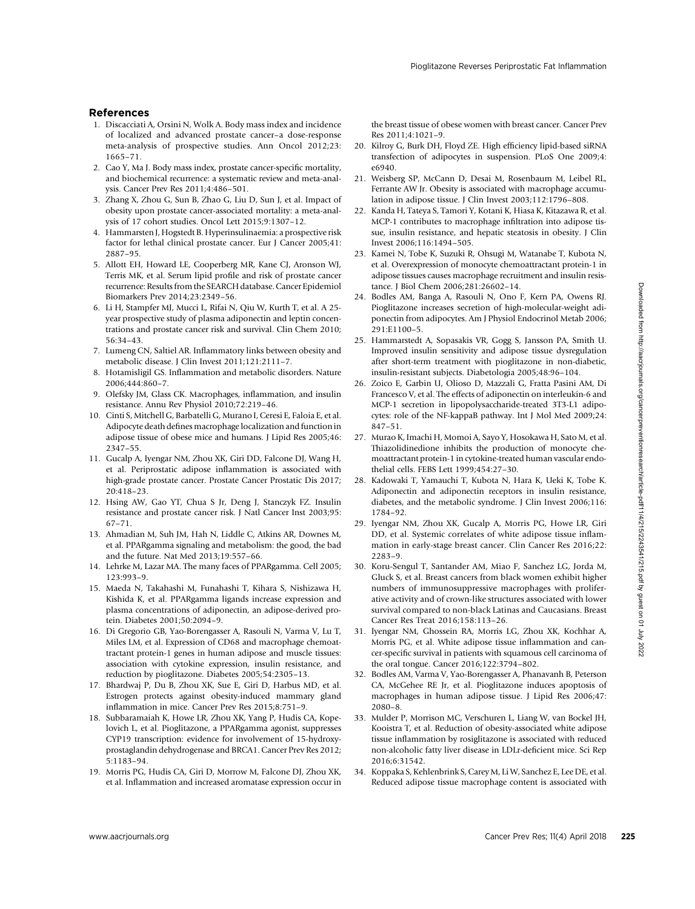## References

1. Discacciati A, Orsini N, Wolk A. Body mass index and incidence of localized and advanced prostate cancer–a dose-response meta-analysis of prospective studies. Ann Oncol 2012;23: 1665–71.
2. Cao Y, Ma J. Body mass index, prostate cancer-specific mortality, and biochemical recurrence: a systematic review and meta-analysis. Cancer Prev Res 2011;4:486–501.
3. Zhang X, Zhou G, Sun B, Zhao G, Liu D, Sun J, et al. Impact of obesity upon prostate cancer-associated mortality: a meta-analysis of 17 cohort studies. Oncol Lett 2015;9:1307–12.
4. Hammarsten J, Hogstedt B. Hyperinsulinaemia: a prospective risk factor for lethal clinical prostate cancer. Eur J Cancer 2005;41: 2887–95.
5. Allott EH, Howard LE, Cooperberg MR, Kane CJ, Aronson WJ, Terris MK, et al. Serum lipid profile and risk of prostate cancer recurrence: Results from the SEARCH database. Cancer Epidemiol Biomarkers Prev 2014;23:2349–56.
6. Li H, Stampfer MJ, Mucci L, Rifai N, Qiu W, Kurth T, et al. A 25-year prospective study of plasma adiponectin and leptin concentrations and prostate cancer risk and survival. Clin Chem 2010; 56:34–43.
7. Lumeng CN, Saltiel AR. Inflammatory links between obesity and metabolic disease. J Clin Invest 2011;121:2111–7.
8. Hotamisligil GS. Inflammation and metabolic disorders. Nature 2006;444:860–7.
9. Olefsky JM, Glass CK. Macrophages, inflammation, and insulin resistance. Annu Rev Physiol 2010;72:219–46.
10. Cinti S, Mitchell G, Barbatelli G, Murano I, Ceresi E, Faloia E, et al. Adipocyte death defines macrophage localization and function in adipose tissue of obese mice and humans. J Lipid Res 2005;46: 2347–55.
11. Gucalp A, Iyengar NM, Zhou XK, Giri DD, Falcone DJ, Wang H, et al. Periprostatic adipose inflammation is associated with high-grade prostate cancer. Prostate Cancer Prostatic Dis 2017; 20:418–23.
12. Hsing AW, Gao YT, Chua S Jr, Deng J, Stanczyk FZ. Insulin resistance and prostate cancer risk. J Natl Cancer Inst 2003;95: 67–71.
13. Ahmadian M, Suh JM, Hah N, Liddle C, Atkins AR, Downes M, et al. PPARgamma signaling and metabolism: the good, the bad and the future. Nat Med 2013;19:557–66.
14. Lehrke M, Lazar MA. The many faces of PPARgamma. Cell 2005; 123:993–9.
15. Maeda N, Takahashi M, Funahashi T, Kihara S, Nishizawa H, Kishida K, et al. PPARgamma ligands increase expression and plasma concentrations of adiponectin, an adipose-derived protein. Diabetes 2001;50:2094–9.
16. Di Gregorio GB, Yao-Borengasser A, Rasouli N, Varma V, Lu T, Miles LM, et al. Expression of CD68 and macrophage chemoattractant protein-1 genes in human adipose and muscle tissues: association with cytokine expression, insulin resistance, and reduction by pioglitazone. Diabetes 2005;54:2305–13.
17. Bhardwaj P, Du B, Zhou XK, Sue E, Giri D, Harbus MD, et al. Estrogen protects against obesity-induced mammary gland inflammation in mice. Cancer Prev Res 2015;8:751–9.
18. Subbaramaiah K, Howe LR, Zhou XK, Yang P, Hudis CA, Kopelovich L, et al. Pioglitazone, a PPARgamma agonist, suppresses CYP19 transcription: evidence for involvement of 15-hydroxyprostaglandin dehydrogenase and BRCA1. Cancer Prev Res 2012; 5:1183–94.
19. Morris PG, Hudis CA, Giri D, Morrow M, Falcone DJ, Zhou XK, et al. Inflammation and increased aromatase expression occur in the breast tissue of obese women with breast cancer. Cancer Prev Res 2011;4:1021–9.
20. Kilroy G, Burk DH, Floyd ZE. High efficiency lipid-based siRNA transfection of adipocytes in suspension. PLoS One 2009;4: e6940.
21. Weisberg SP, McCann D, Desai M, Rosenbaum M, Leibel RL, Ferrante AW Jr. Obesity is associated with macrophage accumulation in adipose tissue. J Clin Invest 2003;112:1796–808.
22. Kanda H, Tateya S, Tamori Y, Kotani K, Hiasa K, Kitazawa R, et al. MCP-1 contributes to macrophage infiltration into adipose tissue, insulin resistance, and hepatic steatosis in obesity. J Clin Invest 2006;116:1494–505.
23. Kamei N, Tobe K, Suzuki R, Ohsugi M, Watanabe T, Kubota N, et al. Overexpression of monocyte chemoattractant protein-1 in adipose tissues causes macrophage recruitment and insulin resistance. J Biol Chem 2006;281:26602–14.
24. Bodles AM, Banga A, Rasouli N, Ono F, Kern PA, Owens RJ. Pioglitazone increases secretion of high-molecular-weight adiponectin from adipocytes. Am J Physiol Endocrinol Metab 2006; 291:E1100–5.
25. Hammarstedt A, Sopasakis VR, Gogg S, Jansson PA, Smith U. Improved insulin sensitivity and adipose tissue dysregulation after short-term treatment with pioglitazone in non-diabetic, insulin-resistant subjects. Diabetologia 2005;48:96–104.
26. Zoico E, Garbin U, Olioso D, Mazzali G, Fratta Pasini AM, Di Francesco V, et al. The effects of adiponectin on interleukin-6 and MCP-1 secretion in lipopolysaccharide-treated 3T3-L1 adipocytes: role of the NF-kappaB pathway. Int J Mol Med 2009;24: 847–51.
27. Murao K, Imachi H, Momoi A, Sayo Y, Hosokawa H, Sato M, et al. Thiazolidinedione inhibits the production of monocyte chemoattractant protein-1 in cytokine-treated human vascular endothelial cells. FEBS Lett 1999;454:27–30.
28. Kadowaki T, Yamauchi T, Kubota N, Hara K, Ueki K, Tobe K. Adiponectin and adiponectin receptors in insulin resistance, diabetes, and the metabolic syndrome. J Clin Invest 2006;116: 1784–92.
29. Iyengar NM, Zhou XK, Gucalp A, Morris PG, Howe LR, Giri DD, et al. Systemic correlates of white adipose tissue inflammation in early-stage breast cancer. Clin Cancer Res 2016;22: 2283–9.
30. Koru-Sengul T, Santander AM, Miao F, Sanchez LG, Jorda M, Gluck S, et al. Breast cancers from black women exhibit higher numbers of immunosuppressive macrophages with proliferative activity and of crown-like structures associated with lower survival compared to non-black Latinas and Caucasians. Breast Cancer Res Treat 2016;158:113–26.
31. Iyengar NM, Ghossein RA, Morris LG, Zhou XK, Kochhar A, Morris PG, et al. White adipose tissue inflammation and cancer-specific survival in patients with squamous cell carcinoma of the oral tongue. Cancer 2016;122:3794–802.
32. Bodles AM, Varma V, Yao-Borengasser A, Phanavanh B, Peterson CA, McGehee RE Jr, et al. Pioglitazone induces apoptosis of macrophages in human adipose tissue. J Lipid Res 2006;47: 2080–8.
33. Mulder P, Morrison MC, Verschuren L, Liang W, van Bockel JH, Kooistra T, et al. Reduction of obesity-associated white adipose tissue inflammation by rosiglitazone is associated with reduced non-alcoholic fatty liver disease in LDLr-deficient mice. Sci Rep 2016;6:31542.
34. Koppaka S, Kehlenbrink S, Carey M, Li W, Sanchez E, Lee DE, et al. Reduced adipose tissue macrophage content is associated with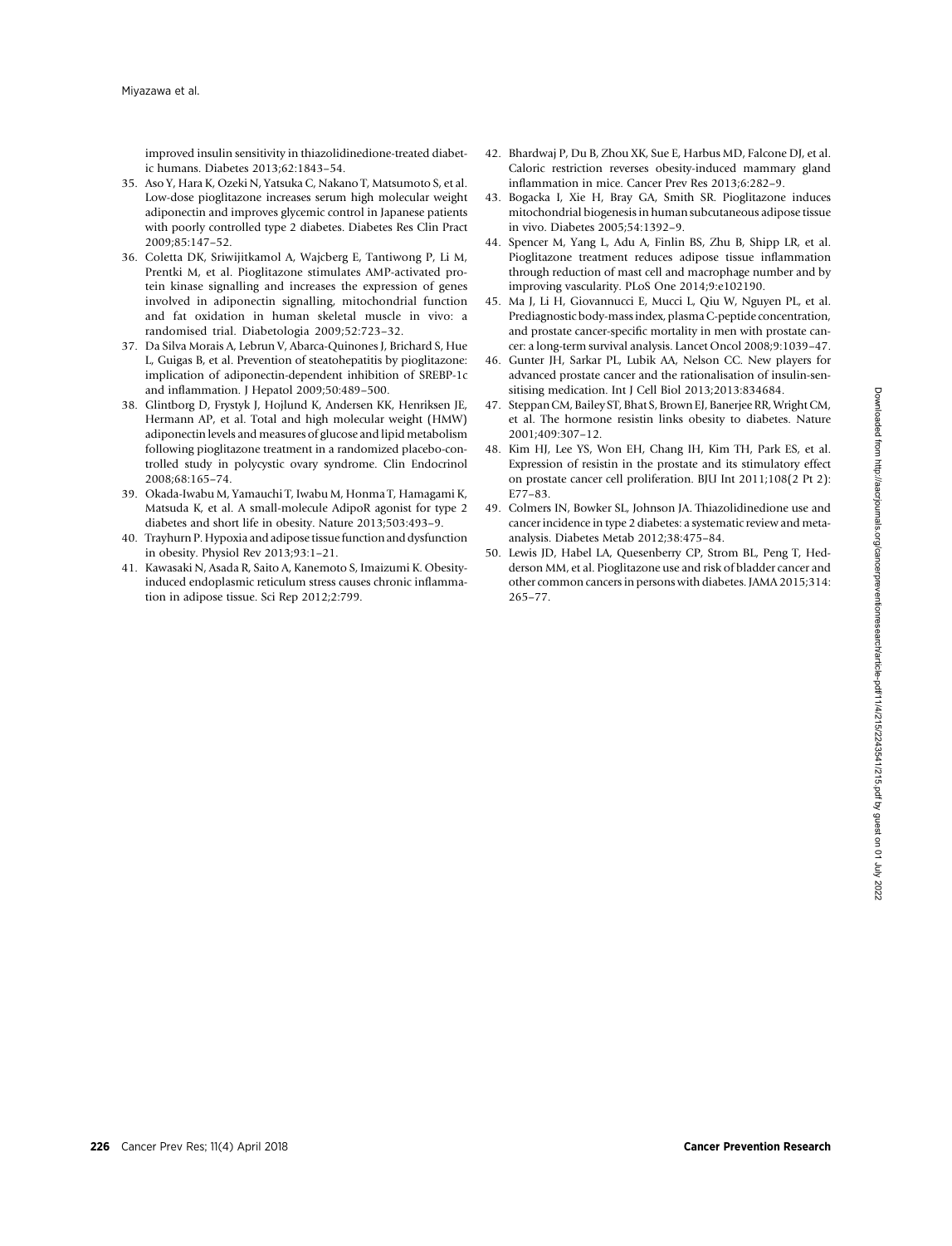improved insulin sensitivity in thiazolidinedione-treated diabetic humans. Diabetes 2013;62:1843–54.

35. Aso Y, Hara K, Ozeki N, Yatsuka C, Nakano T, Matsumoto S, et al. Low-dose pioglitazone increases serum high molecular weight adiponectin and improves glycemic control in Japanese patients with poorly controlled type 2 diabetes. Diabetes Res Clin Pract 2009;85:147–52.
36. Coletta DK, Sriwijitkamol A, Wajcberg E, Tantiwong P, Li M, Prentki M, et al. Pioglitazone stimulates AMP-activated protein kinase signalling and increases the expression of genes involved in adiponectin signalling, mitochondrial function and fat oxidation in human skeletal muscle in vivo: a randomised trial. Diabetologia 2009;52:723–32.
37. Da Silva Morais A, Lebrun V, Abarca-Quinones J, Brichard S, Hue L, Guigas B, et al. Prevention of steatohepatitis by pioglitazone: implication of adiponectin-dependent inhibition of SREBP-1c and inflammation. J Hepatol 2009;50:489–500.
38. Glintborg D, Frystyk J, Hojlund K, Andersen KK, Henriksen JE, Hermann AP, et al. Total and high molecular weight (HMW) adiponectin levels and measures of glucose and lipid metabolism following pioglitazone treatment in a randomized placebo-controlled study in polycystic ovary syndrome. Clin Endocrinol 2008;68:165–74.
39. Okada-Iwabu M, Yamauchi T, Iwabu M, Honma T, Hamagami K, Matsuda K, et al. A small-molecule AdipoR agonist for type 2 diabetes and short life in obesity. Nature 2013;503:493–9.
40. Trayhurn P. Hypoxia and adipose tissue function and dysfunction in obesity. Physiol Rev 2013;93:1–21.
41. Kawasaki N, Asada R, Saito A, Kanemoto S, Imaizumi K. Obesity-induced endoplasmic reticulum stress causes chronic inflammation in adipose tissue. Sci Rep 2012;2:799.
42. Bhardwaj P, Du B, Zhou XK, Sue E, Harbus MD, Falcone DJ, et al. Caloric restriction reverses obesity-induced mammary gland inflammation in mice. Cancer Prev Res 2013;6:282–9.
43. Bogacka I, Xie H, Bray GA, Smith SR. Pioglitazone induces mitochondrial biogenesis in human subcutaneous adipose tissue in vivo. Diabetes 2005;54:1392–9.
44. Spencer M, Yang L, Adu A, Finlin BS, Zhu B, Shipp LR, et al. Pioglitazone treatment reduces adipose tissue inflammation through reduction of mast cell and macrophage number and by improving vascularity. PLoS One 2014;9:e102190.
45. Ma J, Li H, Giovannucci E, Mucci L, Qiu W, Nguyen PL, et al. Prediagnostic body-mass index, plasma C-peptide concentration, and prostate cancer-specific mortality in men with prostate cancer: a long-term survival analysis. Lancet Oncol 2008;9:1039–47.
46. Gunter JH, Sarkar PL, Lubik AA, Nelson CC. New players for advanced prostate cancer and the rationalisation of insulin-sensitising medication. Int J Cell Biol 2013;2013:834684.
47. Steppan CM, Bailey ST, Bhat S, Brown EJ, Banerjee RR, Wright CM, et al. The hormone resistin links obesity to diabetes. Nature 2001;409:307–12.
48. Kim HJ, Lee YS, Won EH, Chang IH, Kim TH, Park ES, et al. Expression of resistin in the prostate and its stimulatory effect on prostate cancer cell proliferation. BJU Int 2011;108(2 Pt 2): E77–83.
49. Colmers IN, Bowker SL, Johnson JA. Thiazolidinedione use and cancer incidence in type 2 diabetes: a systematic review and meta-analysis. Diabetes Metab 2012;38:475–84.
50. Lewis JD, Habel LA, Quesenberry CP, Strom BL, Peng T, Hedderson MM, et al. Pioglitazone use and risk of bladder cancer and other common cancers in persons with diabetes. JAMA 2015;314: 265–77.